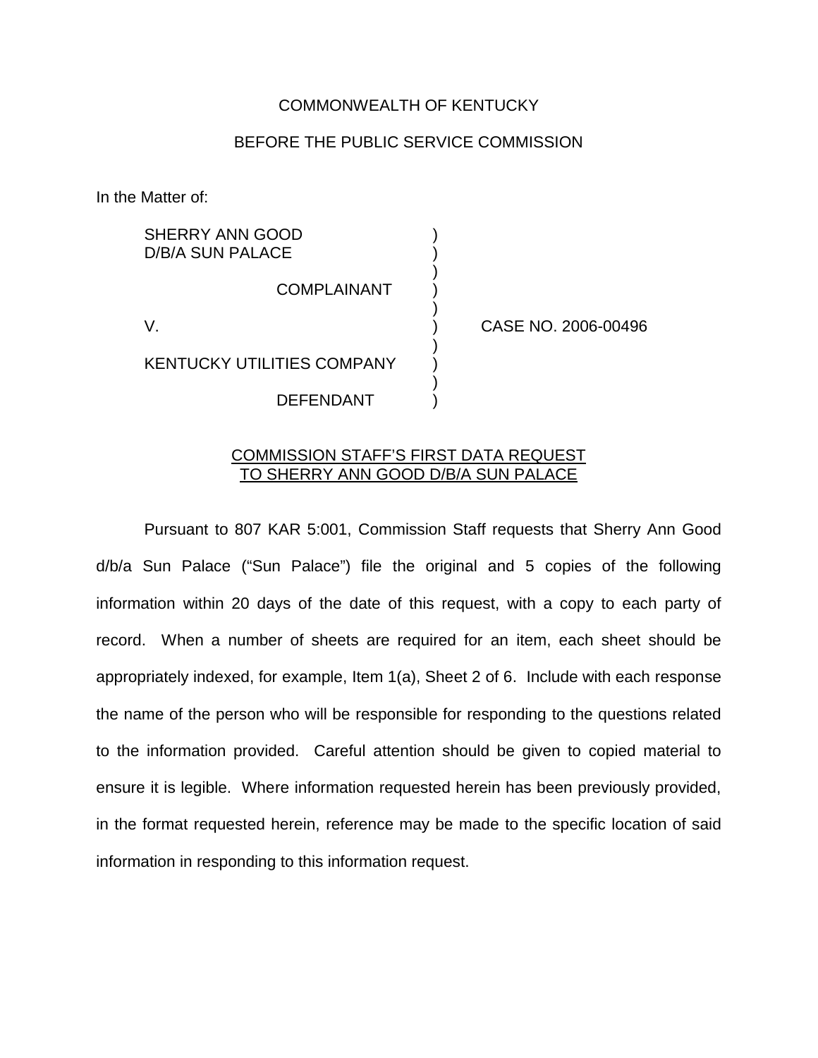COMMONWEALTH OF KENTUCKY

BEFORE THE PUBLIC SERVICE COMMISSION

In the Matter of:

| | | |
|---|---|---|
| SHERRY ANN GOOD D/B/A SUN PALACE | ) | |
| COMPLAINANT | ) | |
| V. | ) | CASE NO. 2006-00496 |
| KENTUCKY UTILITIES COMPANY | ) | |
| DEFENDANT | ) | |

<u>COMMISSION STAFF'S FIRST DATA REQUEST TO SHERRY ANN GOOD D/B/A SUN PALACE</u>

Pursuant to 807 KAR 5:001, Commission Staff requests that Sherry Ann Good d/b/a Sun Palace ("Sun Palace") file the original and 5 copies of the following information within 20 days of the date of this request, with a copy to each party of record. When a number of sheets are required for an item, each sheet should be appropriately indexed, for example, Item 1(a), Sheet 2 of 6. Include with each response the name of the person who will be responsible for responding to the questions related to the information provided. Careful attention should be given to copied material to ensure it is legible. Where information requested herein has been previously provided, in the format requested herein, reference may be made to the specific location of said information in responding to this information request.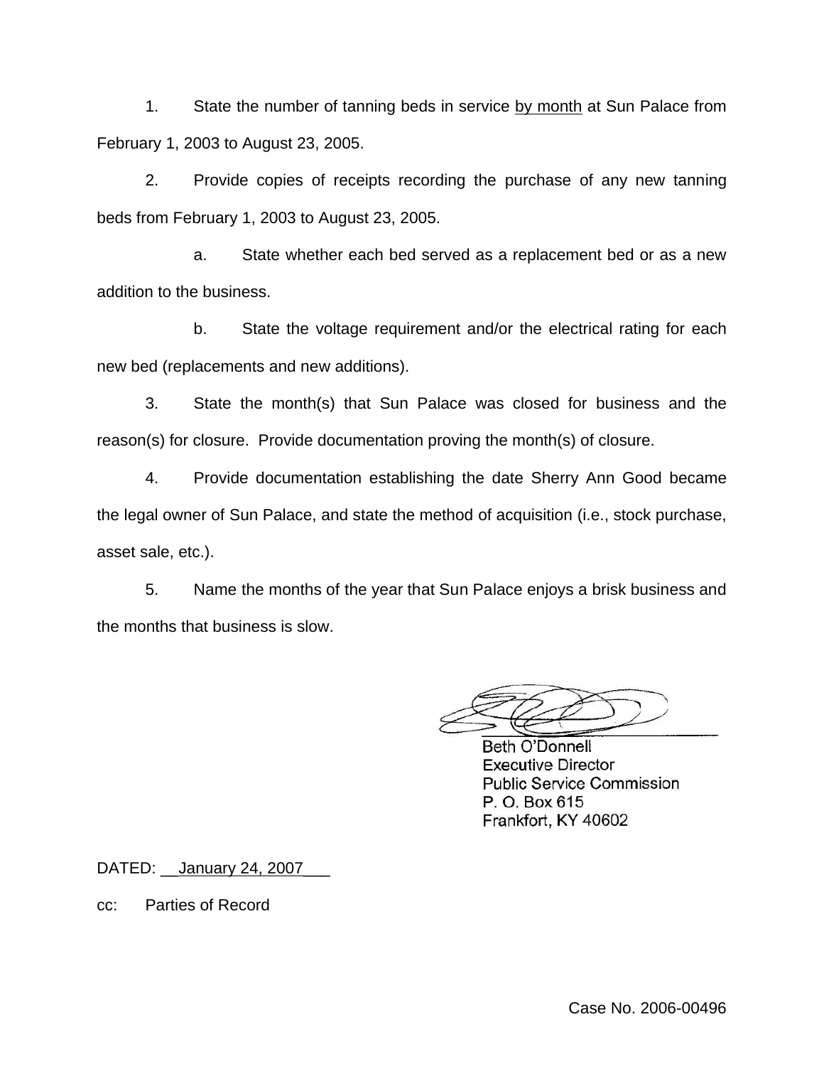1. State the number of tanning beds in service by month at Sun Palace from February 1, 2003 to August 23, 2005.

2. Provide copies of receipts recording the purchase of any new tanning beds from February 1, 2003 to August 23, 2005.

   a. State whether each bed served as a replacement bed or as a new addition to the business.

   b. State the voltage requirement and/or the electrical rating for each new bed (replacements and new additions).

3. State the month(s) that Sun Palace was closed for business and the reason(s) for closure. Provide documentation proving the month(s) of closure.

4. Provide documentation establishing the date Sherry Ann Good became the legal owner of Sun Palace, and state the method of acquisition (i.e., stock purchase, asset sale, etc.).

5. Name the months of the year that Sun Palace enjoys a brisk business and the months that business is slow.

Beth O'Donnell
Executive Director
Public Service Commission
P. O. Box 615
Frankfort, KY 40602

DATED: __January 24, 2007___

cc: Parties of Record

Case No. 2006-00496